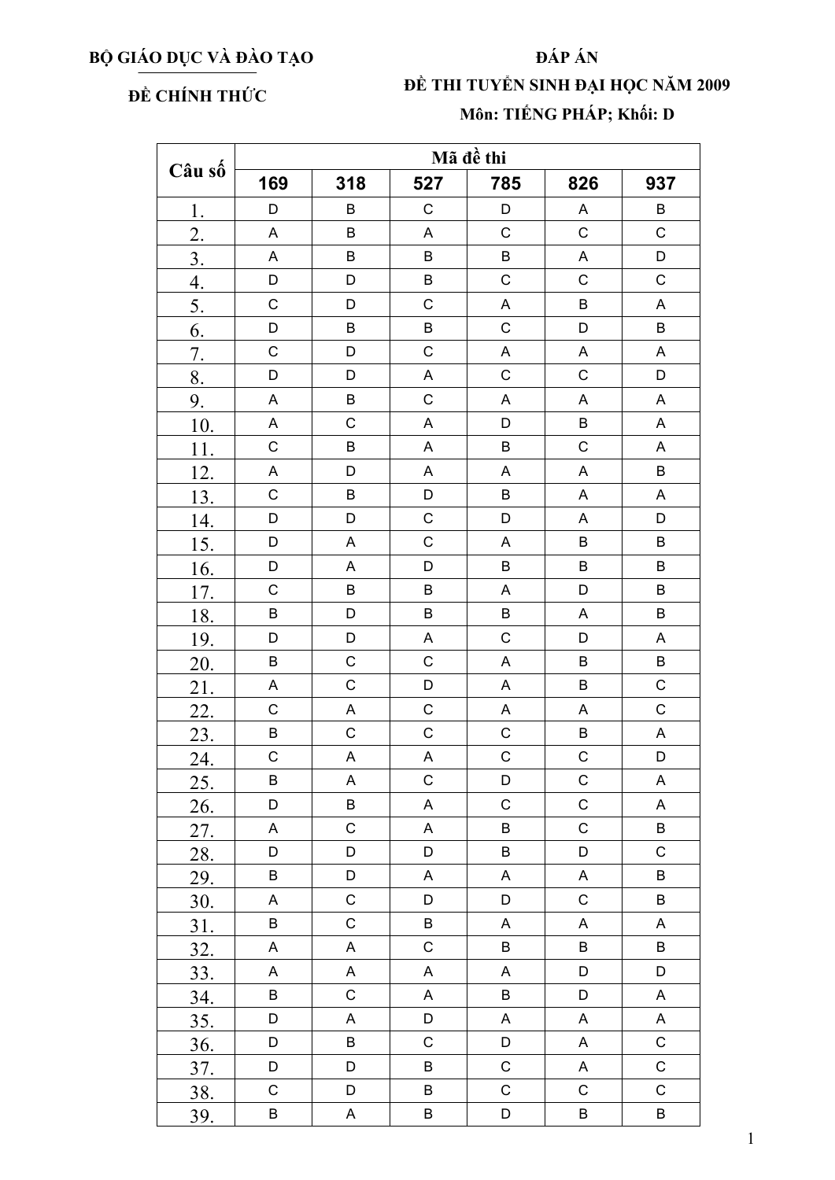**BỘ GIÁO DỤC VÀ ĐÀO TẠO**

**ĐỀ CHÍNH THỨC**

**ĐÁP ÁN**
**ĐỀ THI TUYỂN SINH ĐẠI HỌC NĂM 2009**
**Môn: TIẾNG PHÁP; Khối: D**

| Câu số | Mã đề thi | | | | | |
|---|---|---|---|---|---|---|
| | 169 | 318 | 527 | 785 | 826 | 937 |
| 1. | D | B | C | D | A | B |
| 2. | A | B | A | C | C | C |
| 3. | A | B | B | B | A | D |
| 4. | D | D | B | C | C | C |
| 5. | C | D | C | A | B | A |
| 6. | D | B | B | C | D | B |
| 7. | C | D | C | A | A | A |
| 8. | D | D | A | C | C | D |
| 9. | A | B | C | A | A | A |
| 10. | A | C | A | D | B | A |
| 11. | C | B | A | B | C | A |
| 12. | A | D | A | A | A | B |
| 13. | C | B | D | B | A | A |
| 14. | D | D | C | D | A | D |
| 15. | D | A | C | A | B | B |
| 16. | D | A | D | B | B | B |
| 17. | C | B | B | A | D | B |
| 18. | B | D | B | B | A | B |
| 19. | D | D | A | C | D | A |
| 20. | B | C | C | A | B | B |
| 21. | A | C | D | A | B | C |
| 22. | C | A | C | A | A | C |
| 23. | B | C | C | C | B | A |
| 24. | C | A | A | C | C | D |
| 25. | B | A | C | D | C | A |
| 26. | D | B | A | C | C | A |
| 27. | A | C | A | B | C | B |
| 28. | D | D | D | B | D | C |
| 29. | B | D | A | A | A | B |
| 30. | A | C | D | D | C | B |
| 31. | B | C | B | A | A | A |
| 32. | A | A | C | B | B | B |
| 33. | A | A | A | A | D | D |
| 34. | B | C | A | B | D | A |
| 35. | D | A | D | A | A | A |
| 36. | D | B | C | D | A | C |
| 37. | D | D | B | C | A | C |
| 38. | C | D | B | C | C | C |
| 39. | B | A | B | D | B | B |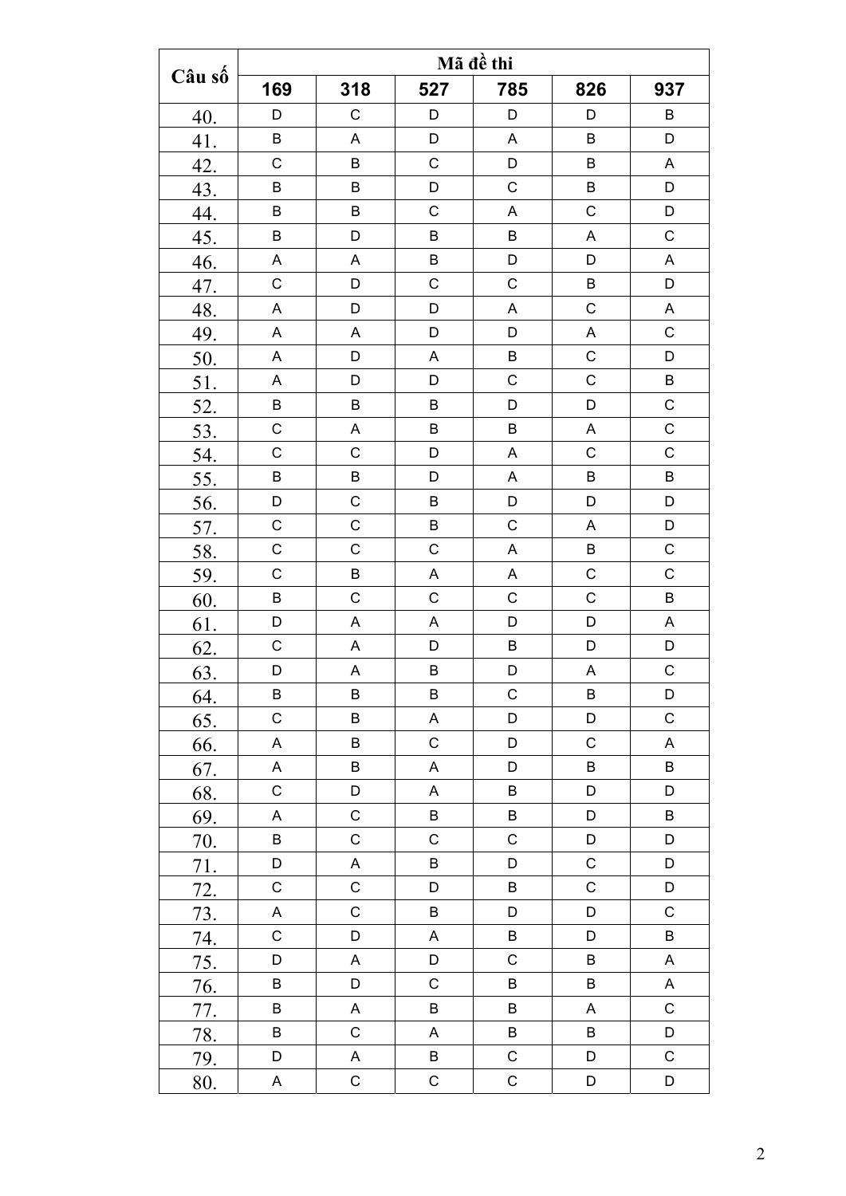| Câu số | Mã đề thi | | | | | |
|---|---|---|---|---|---|---|
| | 169 | 318 | 527 | 785 | 826 | 937 |
| 40. | D | C | D | D | D | B |
| 41. | B | A | D | A | B | D |
| 42. | C | B | C | D | B | A |
| 43. | B | B | D | C | B | D |
| 44. | B | B | C | A | C | D |
| 45. | B | D | B | B | A | C |
| 46. | A | A | B | D | D | A |
| 47. | C | D | C | C | B | D |
| 48. | A | D | D | A | C | A |
| 49. | A | A | D | D | A | C |
| 50. | A | D | A | B | C | D |
| 51. | A | D | D | C | C | B |
| 52. | B | B | B | D | D | C |
| 53. | C | A | B | B | A | C |
| 54. | C | C | D | A | C | C |
| 55. | B | B | D | A | B | B |
| 56. | D | C | B | D | D | D |
| 57. | C | C | B | C | A | D |
| 58. | C | C | C | A | B | C |
| 59. | C | B | A | A | C | C |
| 60. | B | C | C | C | C | B |
| 61. | D | A | A | D | D | A |
| 62. | C | A | D | B | D | D |
| 63. | D | A | B | D | A | C |
| 64. | B | B | B | C | B | D |
| 65. | C | B | A | D | D | C |
| 66. | A | B | C | D | C | A |
| 67. | A | B | A | D | B | B |
| 68. | C | D | A | B | D | D |
| 69. | A | C | B | B | D | B |
| 70. | B | C | C | C | D | D |
| 71. | D | A | B | D | C | D |
| 72. | C | C | D | B | C | D |
| 73. | A | C | B | D | D | C |
| 74. | C | D | A | B | D | B |
| 75. | D | A | D | C | B | A |
| 76. | B | D | C | B | B | A |
| 77. | B | A | B | B | A | C |
| 78. | B | C | A | B | B | D |
| 79. | D | A | B | C | D | C |
| 80. | A | C | C | C | D | D |